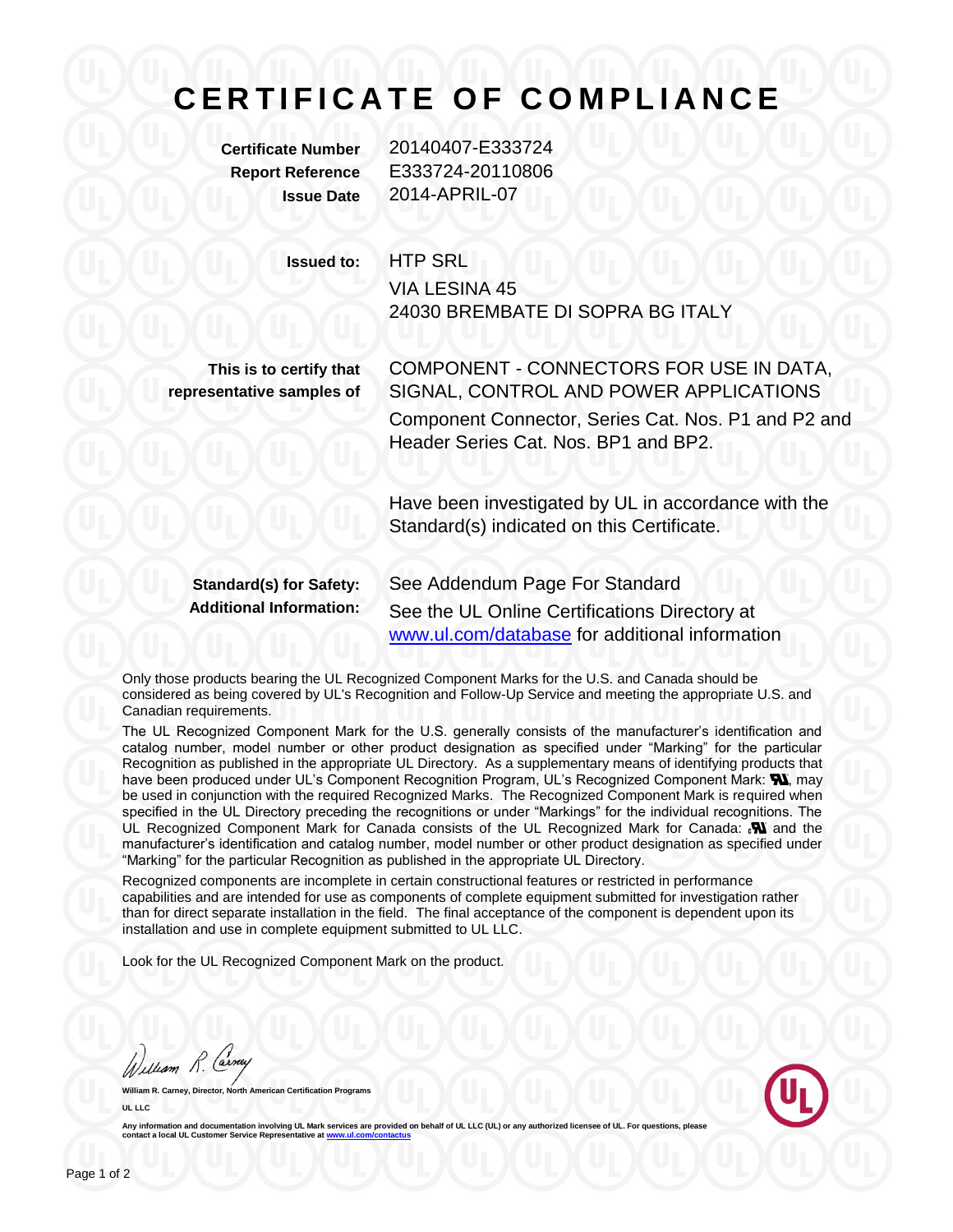# CERTIFICATE OF COMPLIANCE

**Certificate Number** 20140407-E333724
**Report Reference** E333724-20110806
**Issue Date** 2014-APRIL-07

**Issued to:** HTP SRL
VIA LESINA 45
24030 BREMBATE DI SOPRA BG ITALY

**This is to certify that representative samples of**

COMPONENT - CONNECTORS FOR USE IN DATA, SIGNAL, CONTROL AND POWER APPLICATIONS

Component Connector, Series Cat. Nos. P1 and P2 and Header Series Cat. Nos. BP1 and BP2.

Have been investigated by UL in accordance with the Standard(s) indicated on this Certificate.

**Standard(s) for Safety:** See Addendum Page For Standard
**Additional Information:** See the UL Online Certifications Directory at [www.ul.com/database](www.ul.com/database) for additional information

Only those products bearing the UL Recognized Component Marks for the U.S. and Canada should be considered as being covered by UL's Recognition and Follow-Up Service and meeting the appropriate U.S. and Canadian requirements.

The UL Recognized Component Mark for the U.S. generally consists of the manufacturer's identification and catalog number, model number or other product designation as specified under "Marking" for the particular Recognition as published in the appropriate UL Directory. As a supplementary means of identifying products that have been produced under UL's Component Recognition Program, UL's Recognized Component Mark: ᴙᴜ, may be used in conjunction with the required Recognized Marks. The Recognized Component Mark is required when specified in the UL Directory preceding the recognitions or under "Markings" for the individual recognitions. The UL Recognized Component Mark for Canada consists of the UL Recognized Mark for Canada: cᴙᴜ and the manufacturer's identification and catalog number, model number or other product designation as specified under "Marking" for the particular Recognition as published in the appropriate UL Directory.

Recognized components are incomplete in certain constructional features or restricted in performance capabilities and are intended for use as components of complete equipment submitted for investigation rather than for direct separate installation in the field. The final acceptance of the component is dependent upon its installation and use in complete equipment submitted to UL LLC.

Look for the UL Recognized Component Mark on the product.

William R. Carney

**William R. Carney, Director, North American Certification Programs**

**UL LLC**

Any information and documentation involving UL Mark services are provided on behalf of UL LLC (UL) or any authorized licensee of UL. For questions, please contact a local UL Customer Service Representative at [www.ul.com/contactus](www.ul.com/contactus)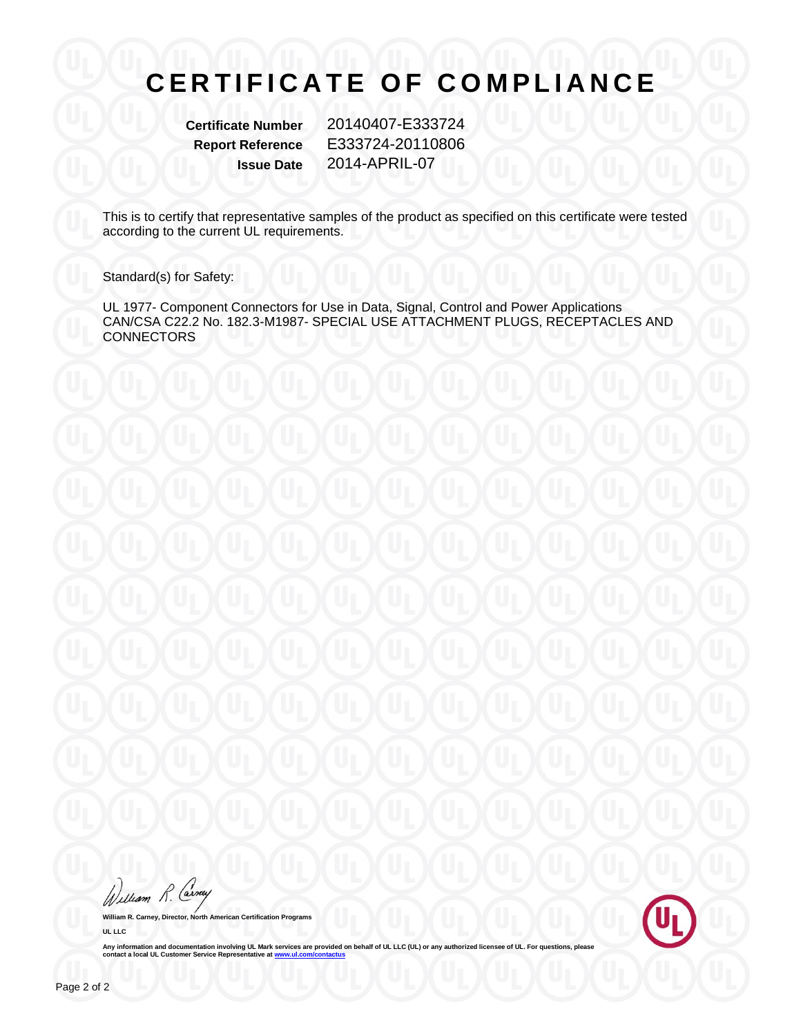# CERTIFICATE OF COMPLIANCE

| | |
|---|---|
| **Certificate Number** | 20140407-E333724 |
| **Report Reference** | E333724-20110806 |
| **Issue Date** | 2014-APRIL-07 |

This is to certify that representative samples of the product as specified on this certificate were tested according to the current UL requirements.

Standard(s) for Safety:

UL 1977- Component Connectors for Use in Data, Signal, Control and Power Applications
CAN/CSA C22.2 No. 182.3-M1987- SPECIAL USE ATTACHMENT PLUGS, RECEPTACLES AND CONNECTORS

William R. Carney

**William R. Carney, Director, North American Certification Programs**

**UL LLC**

**Any information and documentation involving UL Mark services are provided on behalf of UL LLC (UL) or any authorized licensee of UL. For questions, please contact a local UL Customer Service Representative at www.ul.com/contactus**